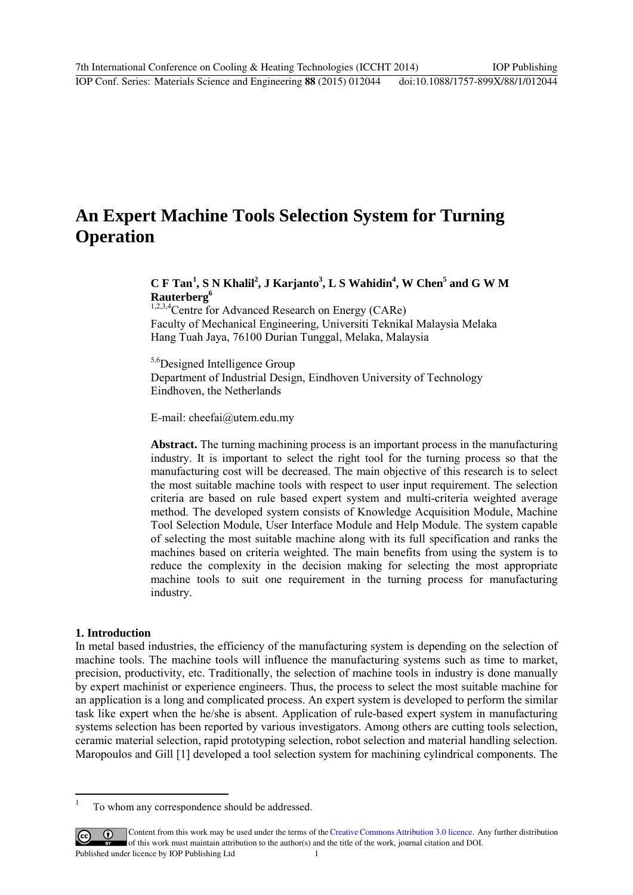# An Expert Machine Tools Selection System for Turning Operation

**C F Tan[1], S N Khalil[2], J Karjanto[3], L S Wahidin[4], W Chen[5] and G W M Rauterberg[6]**

[1,2,3,4]Centre for Advanced Research on Energy (CARe)
Faculty of Mechanical Engineering, Universiti Teknikal Malaysia Melaka
Hang Tuah Jaya, 76100 Durian Tunggal, Melaka, Malaysia

[5,6]Designed Intelligence Group
Department of Industrial Design, Eindhoven University of Technology
Eindhoven, the Netherlands

E-mail: cheefai@utem.edu.my

**Abstract.** The turning machining process is an important process in the manufacturing industry. It is important to select the right tool for the turning process so that the manufacturing cost will be decreased. The main objective of this research is to select the most suitable machine tools with respect to user input requirement. The selection criteria are based on rule based expert system and multi-criteria weighted average method. The developed system consists of Knowledge Acquisition Module, Machine Tool Selection Module, User Interface Module and Help Module. The system capable of selecting the most suitable machine along with its full specification and ranks the machines based on criteria weighted. The main benefits from using the system is to reduce the complexity in the decision making for selecting the most appropriate machine tools to suit one requirement in the turning process for manufacturing industry.

## 1. Introduction

In metal based industries, the efficiency of the manufacturing system is depending on the selection of machine tools. The machine tools will influence the manufacturing systems such as time to market, precision, productivity, etc. Traditionally, the selection of machine tools in industry is done manually by expert machinist or experience engineers. Thus, the process to select the most suitable machine for an application is a long and complicated process. An expert system is developed to perform the similar task like expert when the he/she is absent. Application of rule-based expert system in manufacturing systems selection has been reported by various investigators. Among others are cutting tools selection, ceramic material selection, rapid prototyping selection, robot selection and material handling selection. Maropoulos and Gill [1] developed a tool selection system for machining cylindrical components. The

[1] To whom any correspondence should be addressed.

Content from this work may be used under the terms of the Creative Commons Attribution 3.0 licence. Any further distribution of this work must maintain attribution to the author(s) and the title of the work, journal citation and DOI.
Published under licence by IOP Publishing Ltd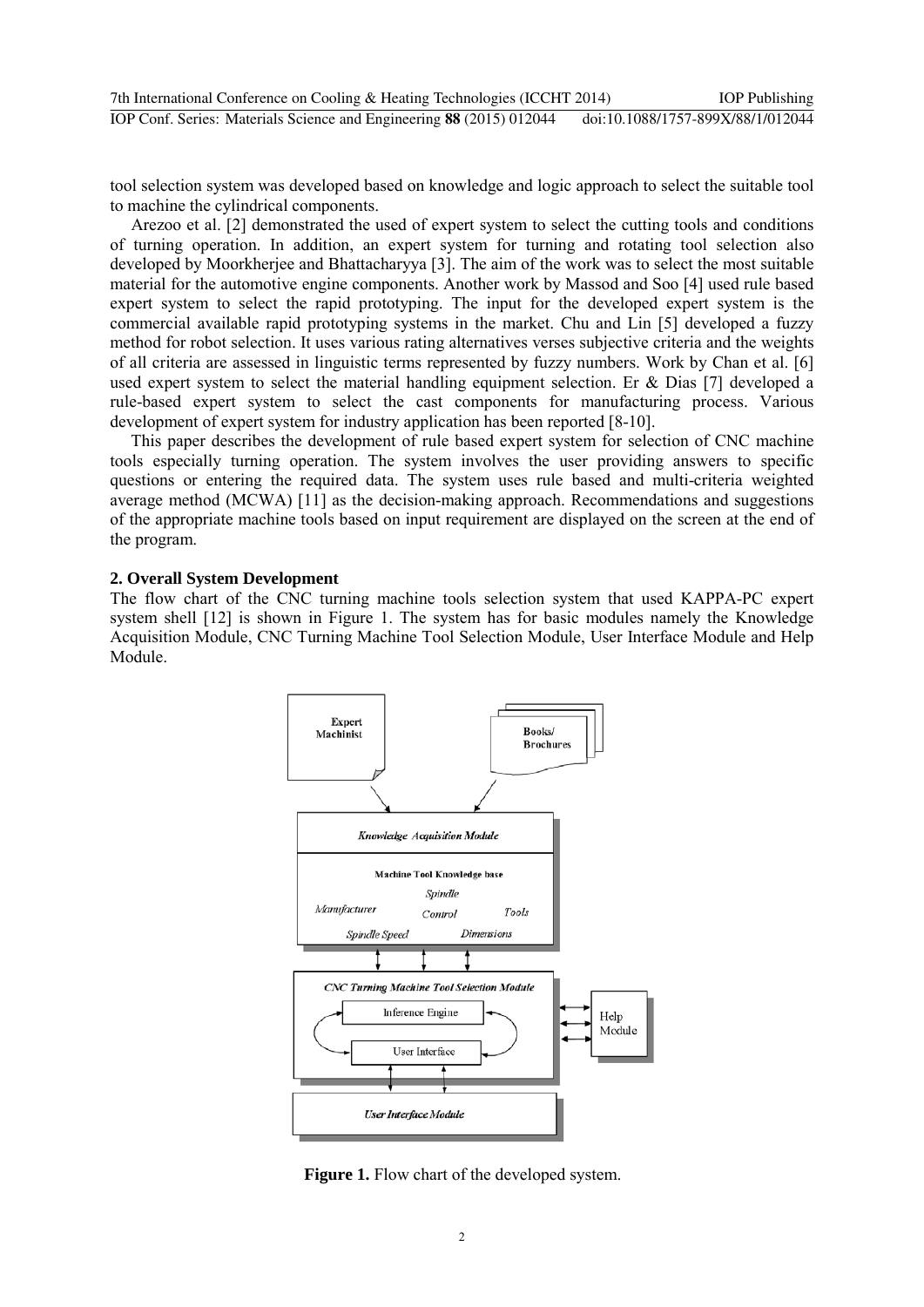tool selection system was developed based on knowledge and logic approach to select the suitable tool to machine the cylindrical components.

Arezoo et al. [2] demonstrated the used of expert system to select the cutting tools and conditions of turning operation. In addition, an expert system for turning and rotating tool selection also developed by Moorkherjee and Bhattacharyya [3]. The aim of the work was to select the most suitable material for the automotive engine components. Another work by Massod and Soo [4] used rule based expert system to select the rapid prototyping. The input for the developed expert system is the commercial available rapid prototyping systems in the market. Chu and Lin [5] developed a fuzzy method for robot selection. It uses various rating alternatives verses subjective criteria and the weights of all criteria are assessed in linguistic terms represented by fuzzy numbers. Work by Chan et al. [6] used expert system to select the material handling equipment selection. Er & Dias [7] developed a rule-based expert system to select the cast components for manufacturing process. Various development of expert system for industry application has been reported [8-10].

This paper describes the development of rule based expert system for selection of CNC machine tools especially turning operation. The system involves the user providing answers to specific questions or entering the required data. The system uses rule based and multi-criteria weighted average method (MCWA) [11] as the decision-making approach. Recommendations and suggestions of the appropriate machine tools based on input requirement are displayed on the screen at the end of the program.

## 2. Overall System Development

The flow chart of the CNC turning machine tools selection system that used KAPPA-PC expert system shell [12] is shown in Figure 1. The system has for basic modules namely the Knowledge Acquisition Module, CNC Turning Machine Tool Selection Module, User Interface Module and Help Module.

**Figure 1.** Flow chart of the developed system.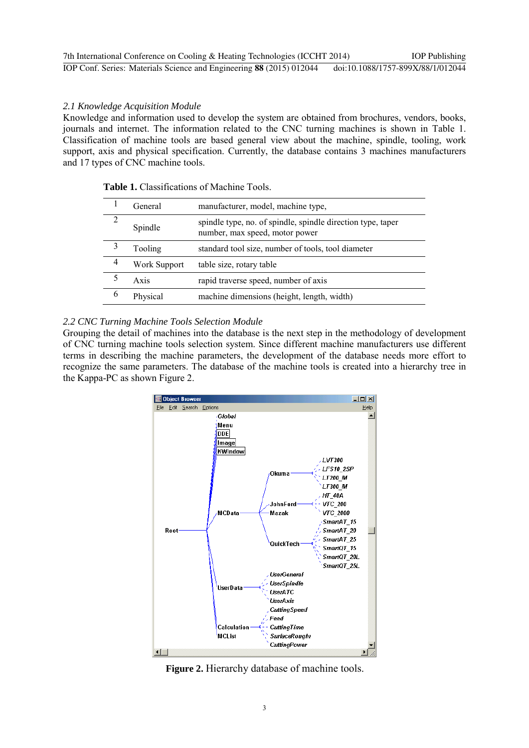### *2.1 Knowledge Acquisition Module*

Knowledge and information used to develop the system are obtained from brochures, vendors, books, journals and internet. The information related to the CNC turning machines is shown in Table 1. Classification of machine tools are based general view about the machine, spindle, tooling, work support, axis and physical specification. Currently, the database contains 3 machines manufacturers and 17 types of CNC machine tools.

**Table 1.** Classifications of Machine Tools.

| | | |
|---|---|---|
| 1 | General | manufacturer, model, machine type, |
| 2 | Spindle | spindle type, no. of spindle, spindle direction type, taper number, max speed, motor power |
| 3 | Tooling | standard tool size, number of tools, tool diameter |
| 4 | Work Support | table size, rotary table |
| 5 | Axis | rapid traverse speed, number of axis |
| 6 | Physical | machine dimensions (height, length, width) |

### *2.2 CNC Turning Machine Tools Selection Module*

Grouping the detail of machines into the database is the next step in the methodology of development of CNC turning machine tools selection system. Since different machine manufacturers use different terms in describing the machine parameters, the development of the database needs more effort to recognize the same parameters. The database of the machine tools is created into a hierarchy tree in the Kappa-PC as shown Figure 2.

**Figure 2.** Hierarchy database of machine tools.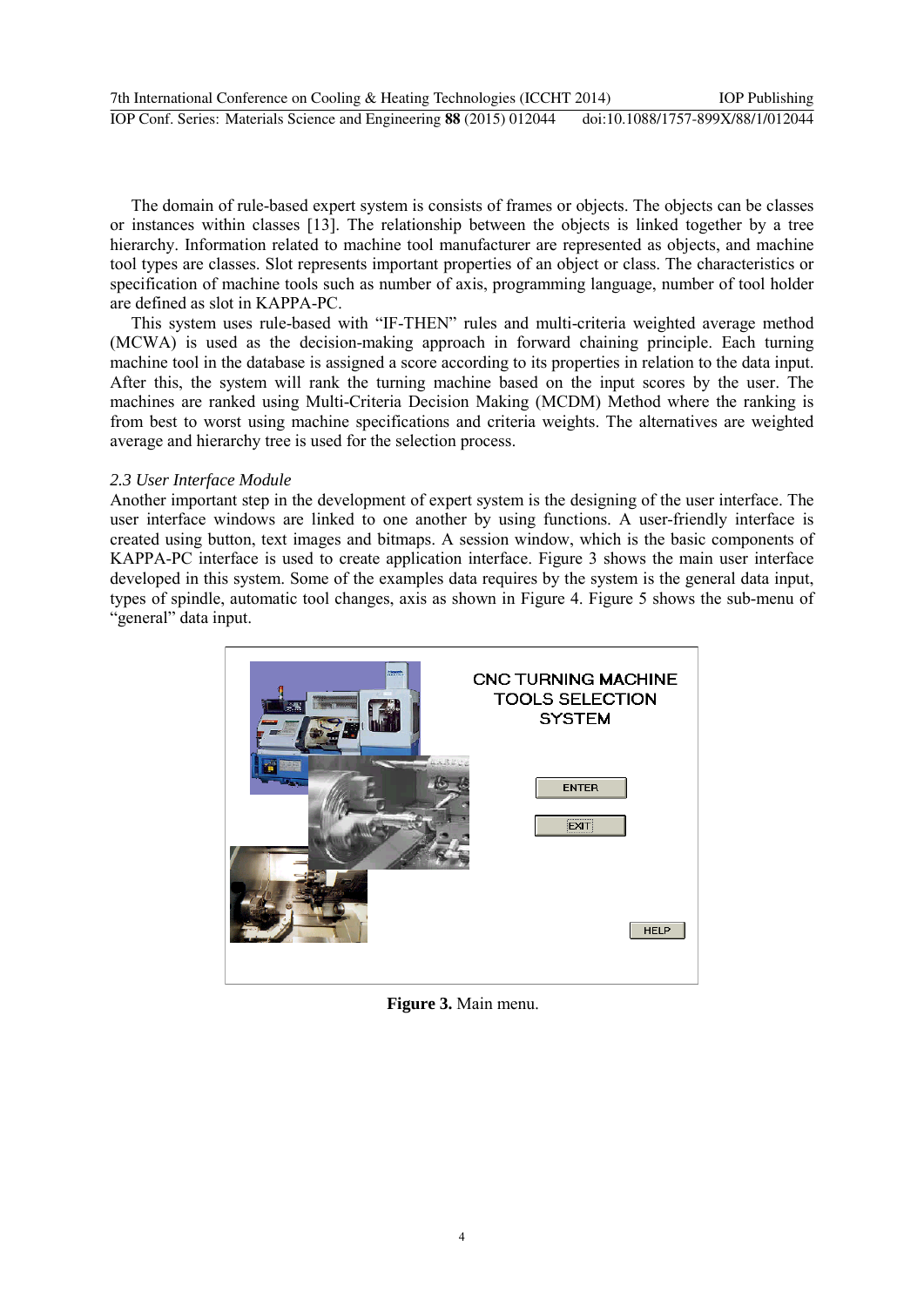The domain of rule-based expert system is consists of frames or objects. The objects can be classes or instances within classes [13]. The relationship between the objects is linked together by a tree hierarchy. Information related to machine tool manufacturer are represented as objects, and machine tool types are classes. Slot represents important properties of an object or class. The characteristics or specification of machine tools such as number of axis, programming language, number of tool holder are defined as slot in KAPPA-PC.

This system uses rule-based with "IF-THEN" rules and multi-criteria weighted average method (MCWA) is used as the decision-making approach in forward chaining principle. Each turning machine tool in the database is assigned a score according to its properties in relation to the data input. After this, the system will rank the turning machine based on the input scores by the user. The machines are ranked using Multi-Criteria Decision Making (MCDM) Method where the ranking is from best to worst using machine specifications and criteria weights. The alternatives are weighted average and hierarchy tree is used for the selection process.

### *2.3 User Interface Module*

Another important step in the development of expert system is the designing of the user interface. The user interface windows are linked to one another by using functions. A user-friendly interface is created using button, text images and bitmaps. A session window, which is the basic components of KAPPA-PC interface is used to create application interface. Figure 3 shows the main user interface developed in this system. Some of the examples data requires by the system is the general data input, types of spindle, automatic tool changes, axis as shown in Figure 4. Figure 5 shows the sub-menu of "general" data input.

CNC TURNING MACHINE TOOLS SELECTION SYSTEM

ENTER

EXIT

HELP

**Figure 3.** Main menu.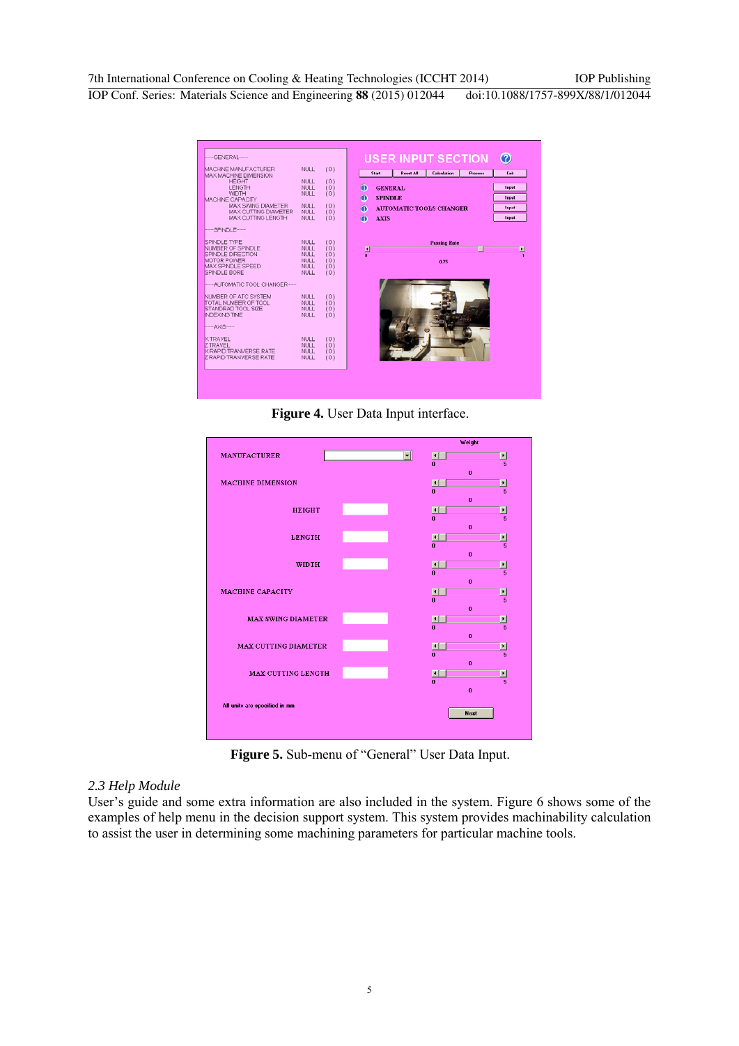**Figure 4.** User Data Input interface.

**Figure 5.** Sub-menu of “General” User Data Input.

### 2.3 Help Module

User’s guide and some extra information are also included in the system. Figure 6 shows some of the examples of help menu in the decision support system. This system provides machinability calculation to assist the user in determining some machining parameters for particular machine tools.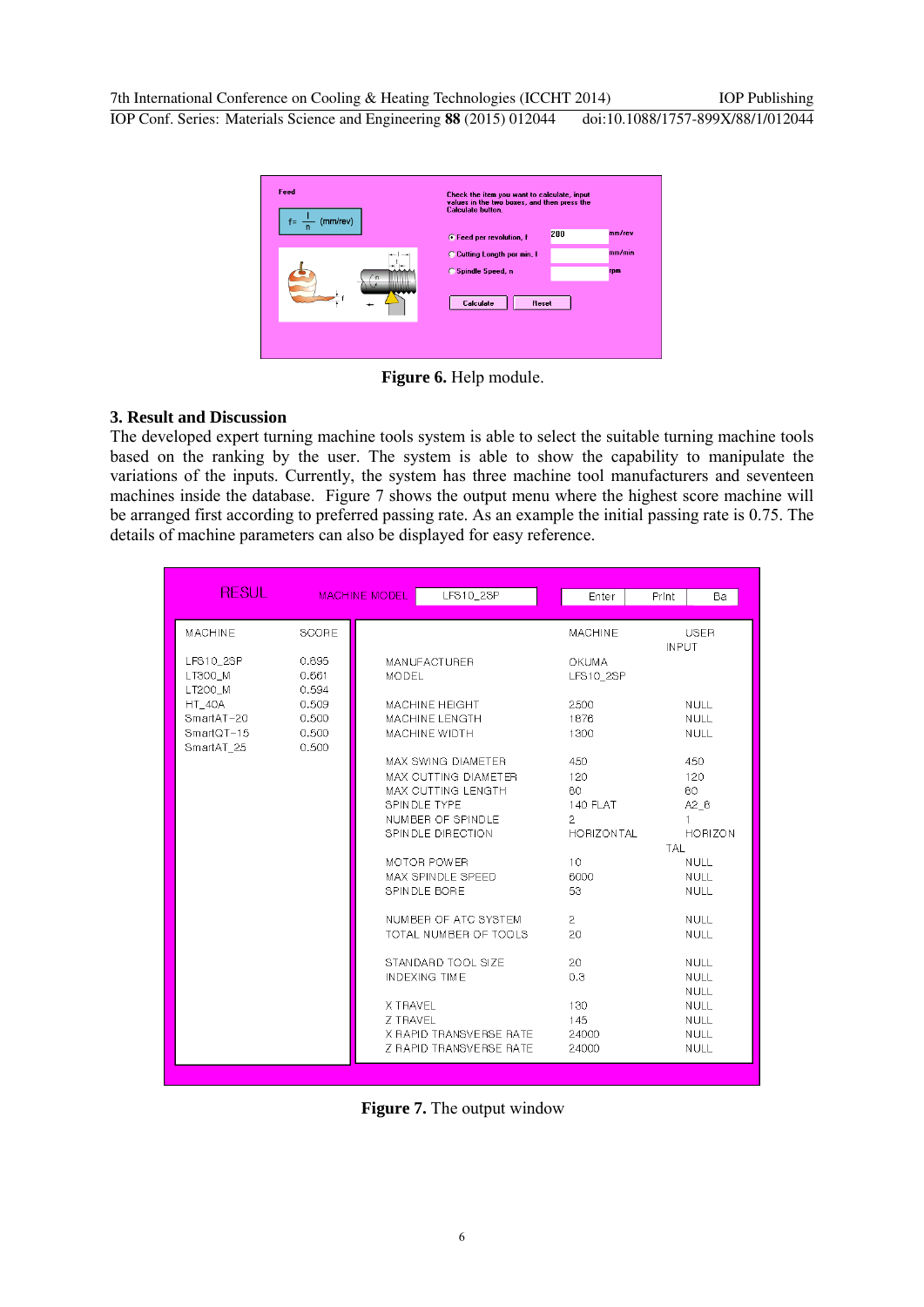Figure 6. Help module.

## 3. Result and Discussion

The developed expert turning machine tools system is able to select the suitable turning machine tools based on the ranking by the user. The system is able to show the capability to manipulate the variations of the inputs. Currently, the system has three machine tool manufacturers and seventeen machines inside the database. Figure 7 shows the output menu where the highest score machine will be arranged first according to preferred passing rate. As an example the initial passing rate is 0.75. The details of machine parameters can also be displayed for easy reference.

Figure 7. The output window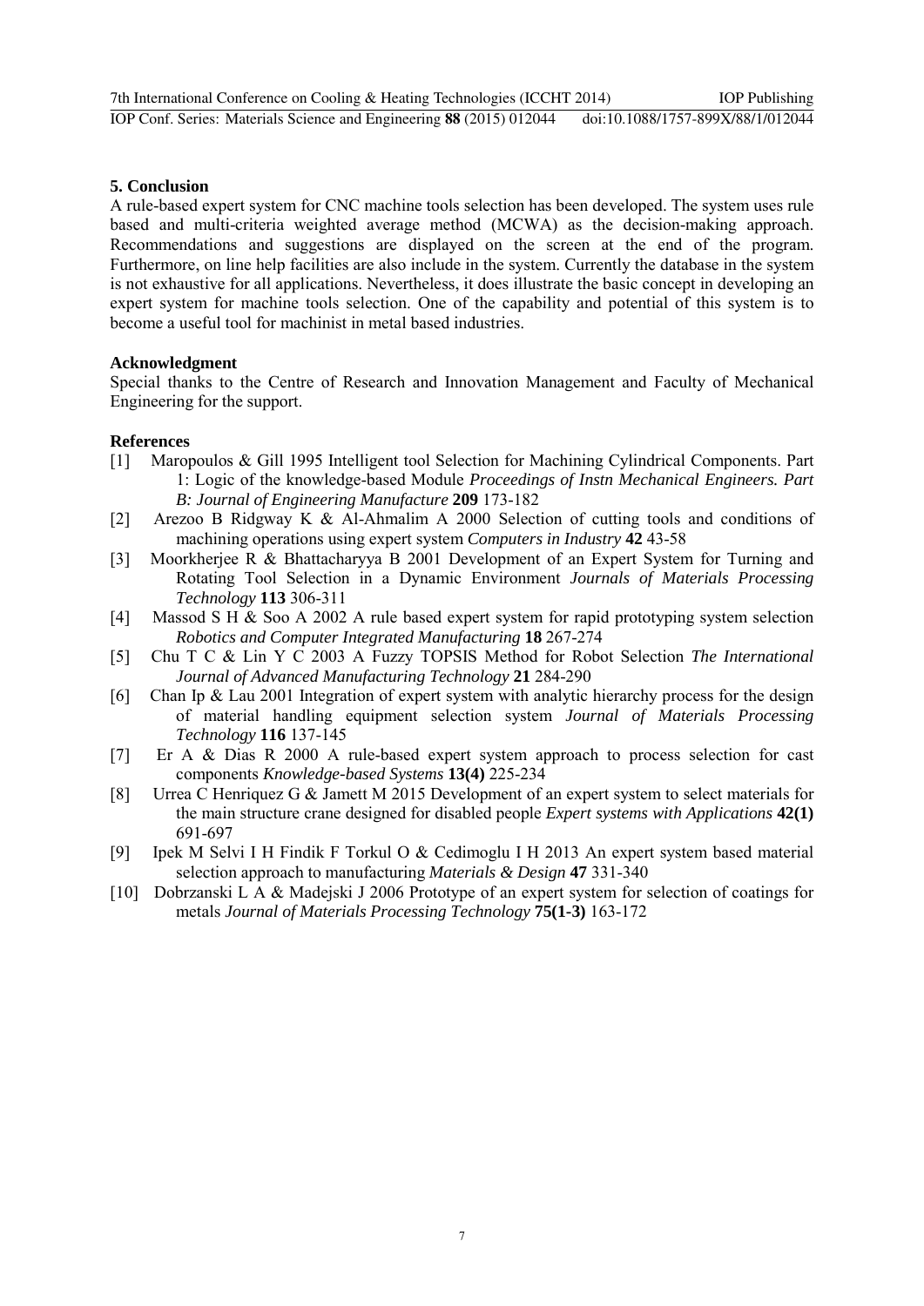## 5. Conclusion

A rule-based expert system for CNC machine tools selection has been developed. The system uses rule based and multi-criteria weighted average method (MCWA) as the decision-making approach. Recommendations and suggestions are displayed on the screen at the end of the program. Furthermore, on line help facilities are also include in the system. Currently the database in the system is not exhaustive for all applications. Nevertheless, it does illustrate the basic concept in developing an expert system for machine tools selection. One of the capability and potential of this system is to become a useful tool for machinist in metal based industries.

## Acknowledgment

Special thanks to the Centre of Research and Innovation Management and Faculty of Mechanical Engineering for the support.

## References

[1] Maropoulos & Gill 1995 Intelligent tool Selection for Machining Cylindrical Components. Part 1: Logic of the knowledge-based Module *Proceedings of Instn Mechanical Engineers. Part B: Journal of Engineering Manufacture* **209** 173-182

[2] Arezoo B Ridgway K & Al-Ahmalim A 2000 Selection of cutting tools and conditions of machining operations using expert system *Computers in Industry* **42** 43-58

[3] Moorkherjee R & Bhattacharyya B 2001 Development of an Expert System for Turning and Rotating Tool Selection in a Dynamic Environment *Journals of Materials Processing Technology* **113** 306-311

[4] Massod S H & Soo A 2002 A rule based expert system for rapid prototyping system selection *Robotics and Computer Integrated Manufacturing* **18** 267-274

[5] Chu T C & Lin Y C 2003 A Fuzzy TOPSIS Method for Robot Selection *The International Journal of Advanced Manufacturing Technology* **21** 284-290

[6] Chan Ip & Lau 2001 Integration of expert system with analytic hierarchy process for the design of material handling equipment selection system *Journal of Materials Processing Technology* **116** 137-145

[7] Er A & Dias R 2000 A rule-based expert system approach to process selection for cast components *Knowledge-based Systems* **13(4)** 225-234

[8] Urrea C Henriquez G & Jamett M 2015 Development of an expert system to select materials for the main structure crane designed for disabled people *Expert systems with Applications* **42(1)** 691-697

[9] Ipek M Selvi I H Findik F Torkul O & Cedimoglu I H 2013 An expert system based material selection approach to manufacturing *Materials & Design* **47** 331-340

[10] Dobrzanski L A & Madejski J 2006 Prototype of an expert system for selection of coatings for metals *Journal of Materials Processing Technology* **75(1-3)** 163-172